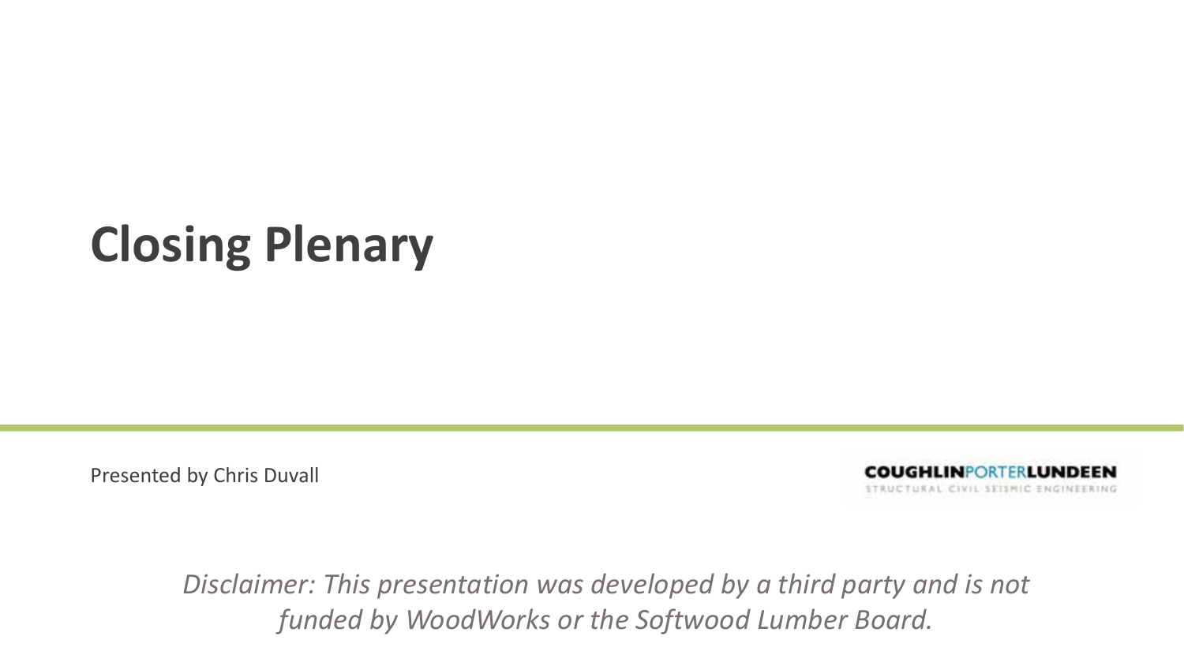# Closing Plenary

Presented by Chris Duvall

COUGHLINPORTERLUNDEEN
STRUCTURAL CIVIL SEISMIC ENGINEERING

*Disclaimer: This presentation was developed by a third party and is not funded by WoodWorks or the Softwood Lumber Board.*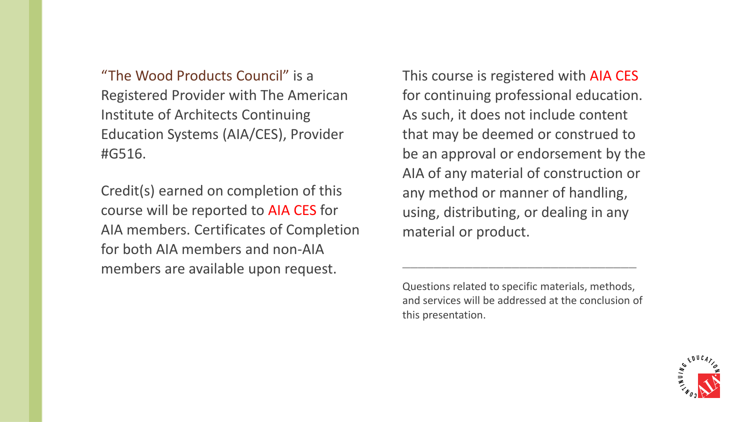“The Wood Products Council” is a Registered Provider with The American Institute of Architects Continuing Education Systems (AIA/CES), Provider #G516.

Credit(s) earned on completion of this course will be reported to AIA CES for AIA members. Certificates of Completion for both AIA members and non-AIA members are available upon request.

This course is registered with AIA CES for continuing professional education. As such, it does not include content that may be deemed or construed to be an approval or endorsement by the AIA of any material of construction or any method or manner of handling, using, distributing, or dealing in any material or product.

---

Questions related to specific materials, methods, and services will be addressed at the conclusion of this presentation.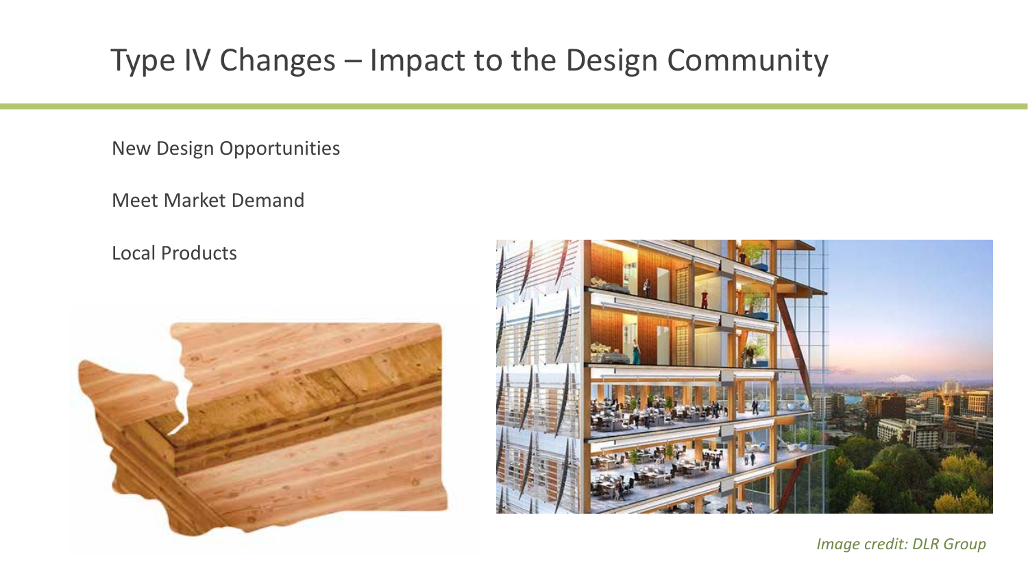# Type IV Changes – Impact to the Design Community

New Design Opportunities

Meet Market Demand

Local Products

*Image credit: DLR Group*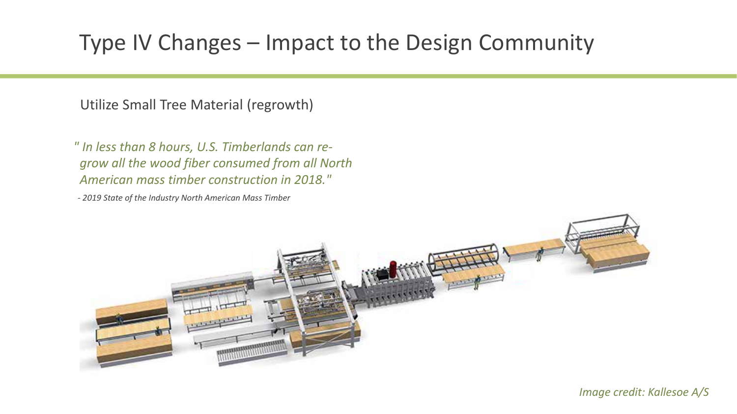# Type IV Changes – Impact to the Design Community

Utilize Small Tree Material (regrowth)

*" In less than 8 hours, U.S. Timberlands can re-grow all the wood fiber consumed from all North American mass timber construction in 2018."*

*- 2019 State of the Industry North American Mass Timber*

*Image credit: Kallesoe A/S*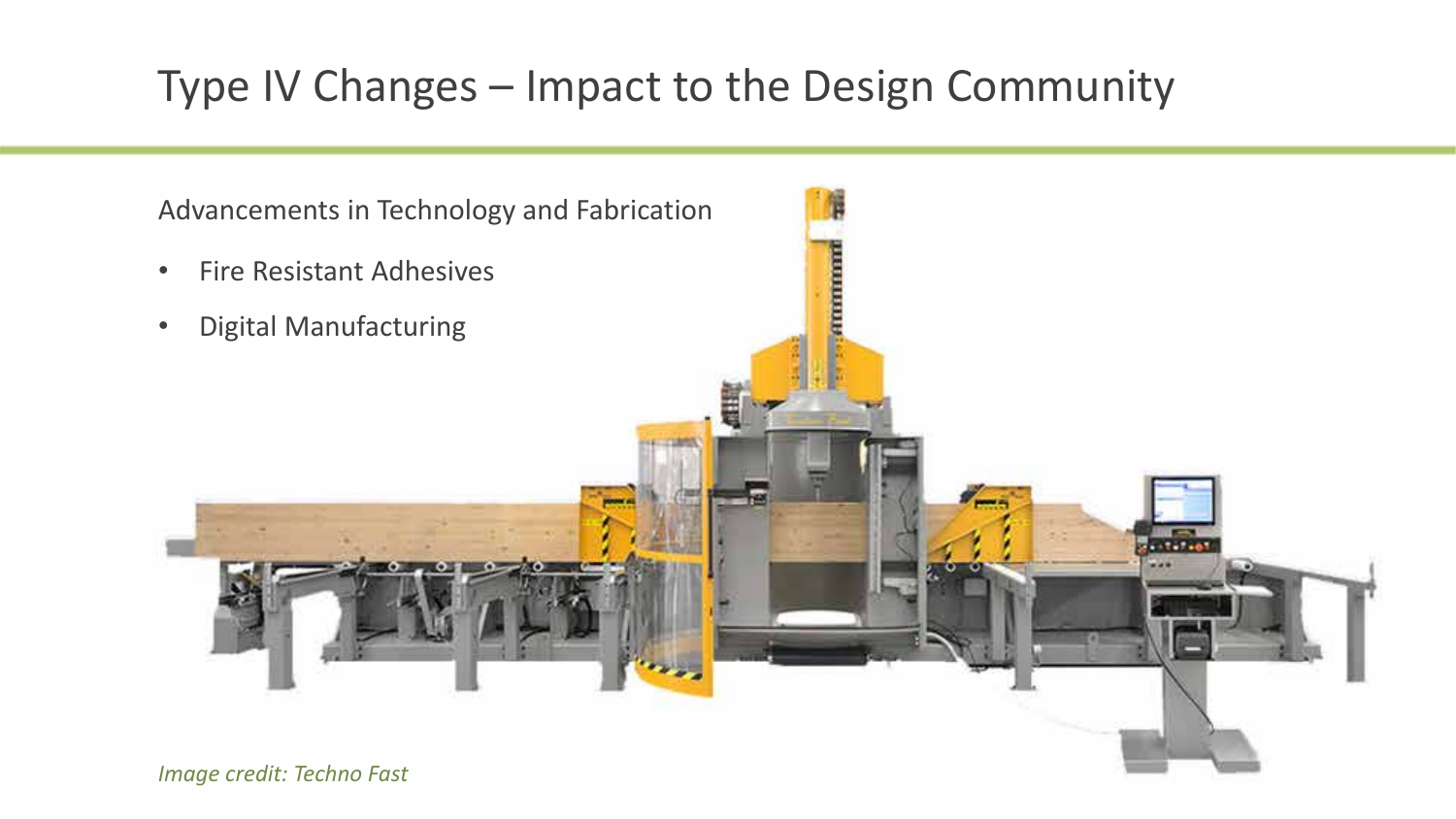# Type IV Changes – Impact to the Design Community

Advancements in Technology and Fabrication

- Fire Resistant Adhesives
- Digital Manufacturing

*Image credit: Techno Fast*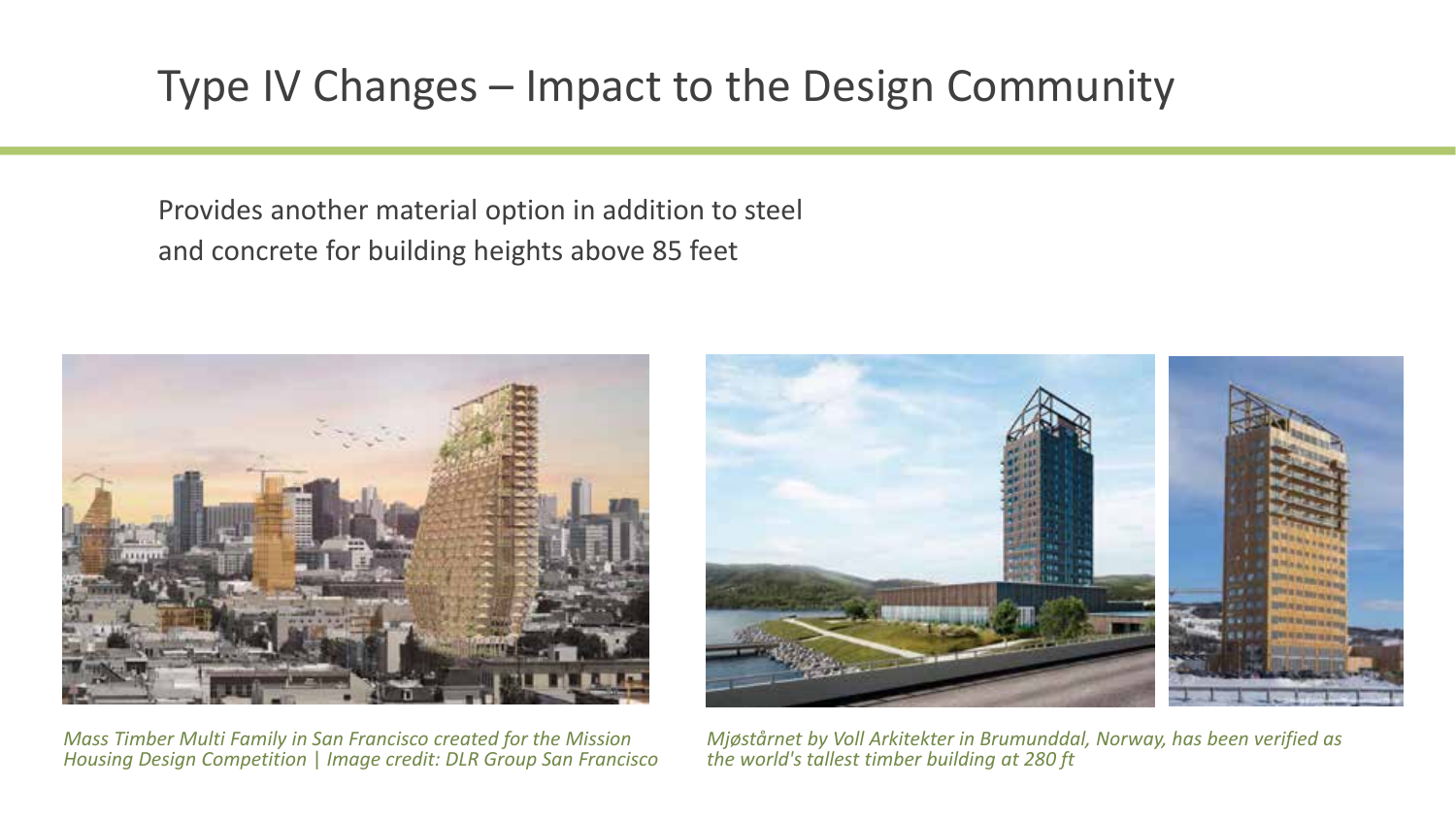# Type IV Changes – Impact to the Design Community

Provides another material option in addition to steel and concrete for building heights above 85 feet

*Mass Timber Multi Family in San Francisco created for the Mission Housing Design Competition | Image credit: DLR Group San Francisco*

*Mjøstårnet by Voll Arkitekter in Brumunddal, Norway, has been verified as the world's tallest timber building at 280 ft*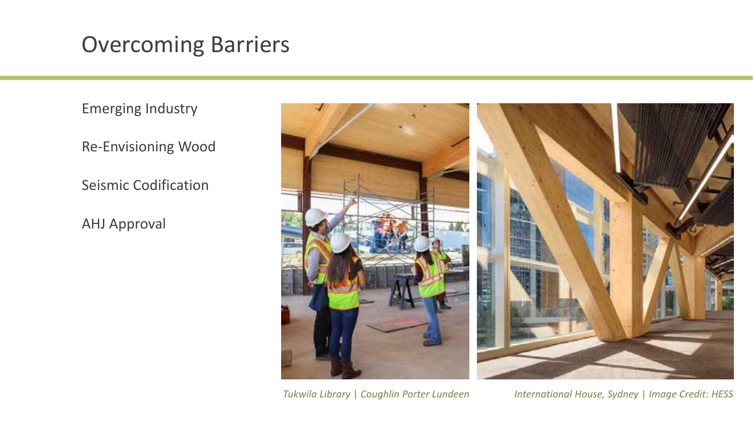# Overcoming Barriers

Emerging Industry

Re-Envisioning Wood

Seismic Codification

AHJ Approval

*Tukwila Library | Coughlin Porter Lundeen*

*International House, Sydney | Image Credit: HESS*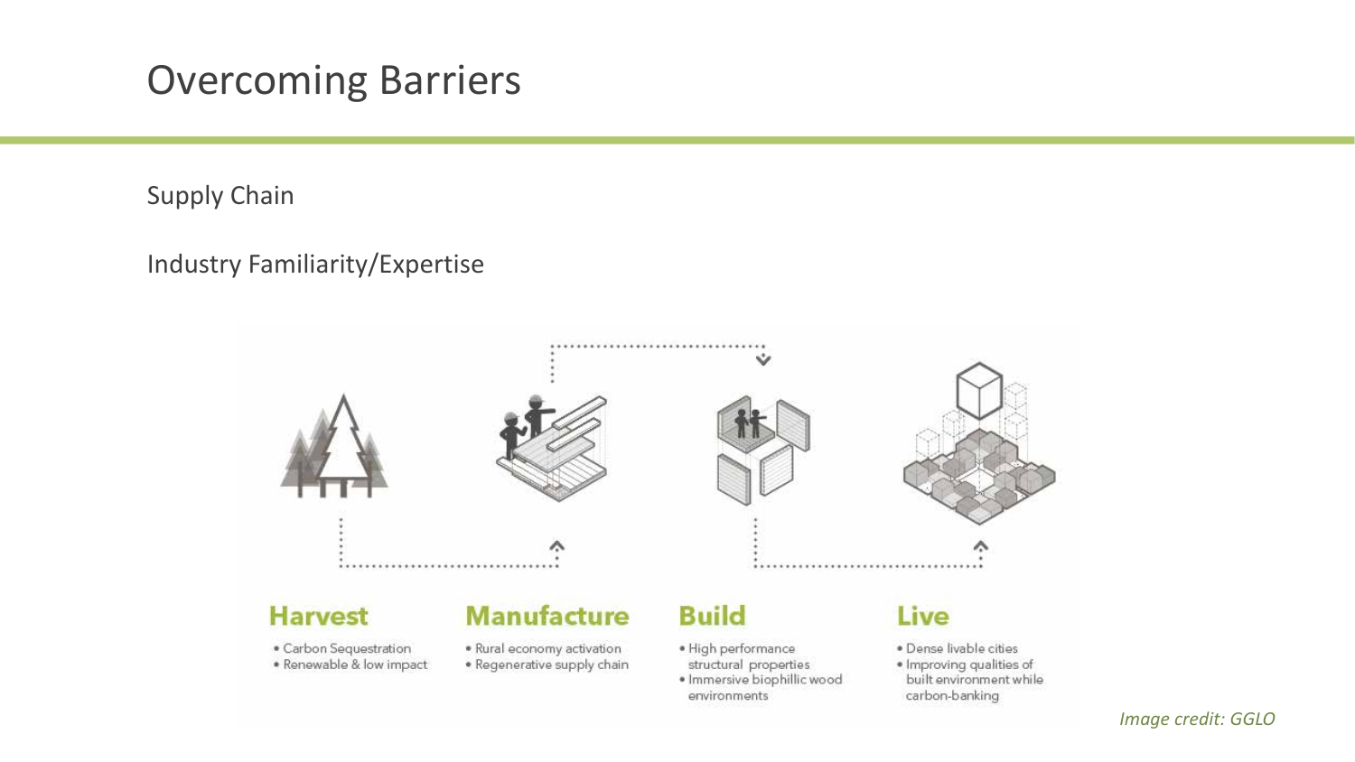# Overcoming Barriers

Supply Chain

Industry Familiarity/Expertise

**Harvest**

- Carbon Sequestration
- Renewable & low impact

**Manufacture**

- Rural economy activation
- Regenerative supply chain

**Build**

- High performance structural properties
- Immersive biophillic wood environments

**Live**

- Dense livable cities
- Improving qualities of built environment while carbon-banking

*Image credit: GGLO*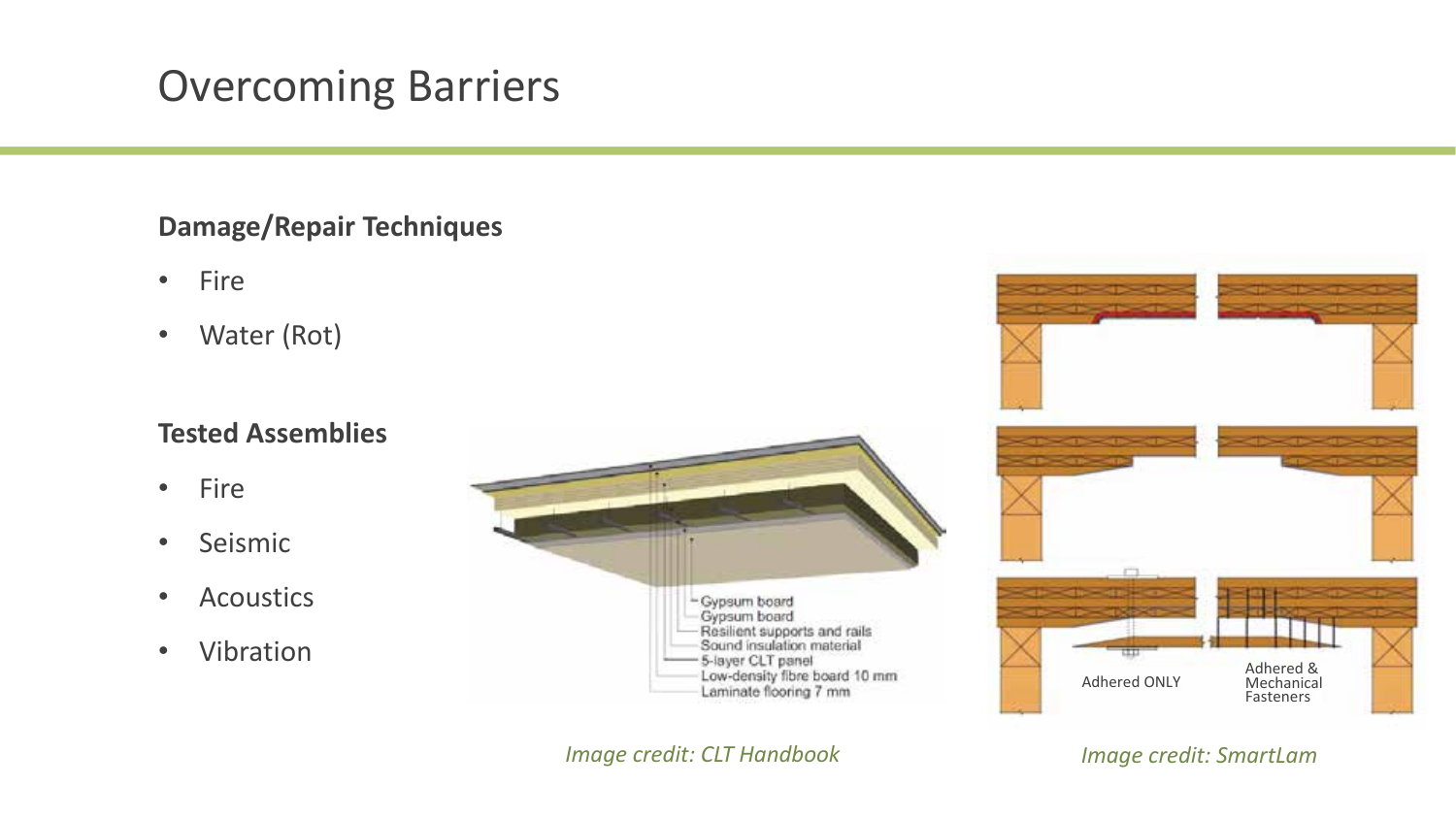# Overcoming Barriers

**Damage/Repair Techniques**

- Fire
- Water (Rot)

**Tested Assemblies**

- Fire
- Seismic
- Acoustics
- Vibration

- Gypsum board
- Gypsum board
- Resilient supports and rails
- Sound insulation material
- 5-layer CLT panel
- Low-density fibre board 10 mm
- Laminate flooring 7 mm

*Image credit: CLT Handbook*

Adhered ONLY

Adhered & Mechanical Fasteners

*Image credit: SmartLam*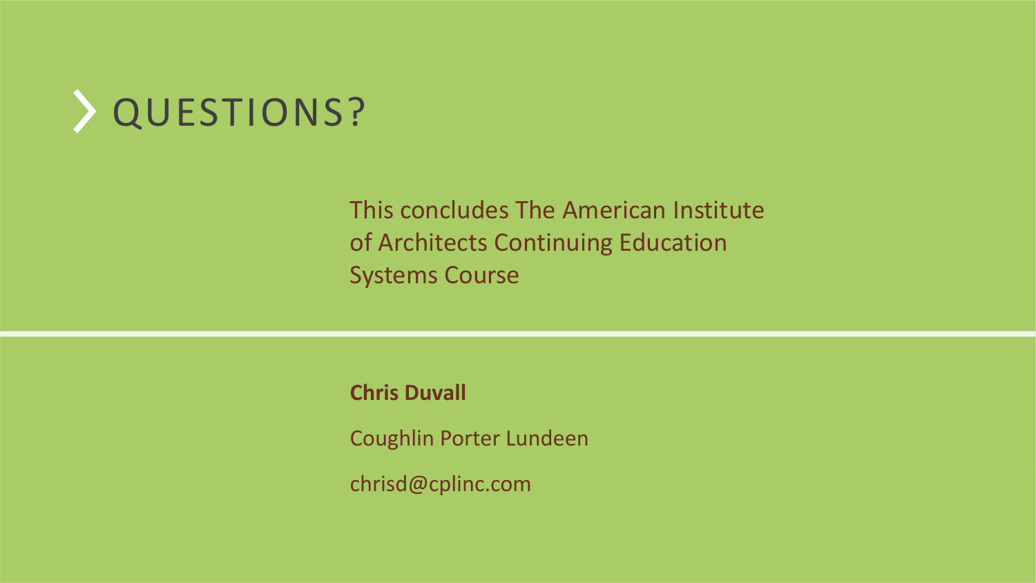# QUESTIONS?

This concludes The American Institute of Architects Continuing Education Systems Course

**Chris Duvall**

Coughlin Porter Lundeen

chrisd@cplinc.com